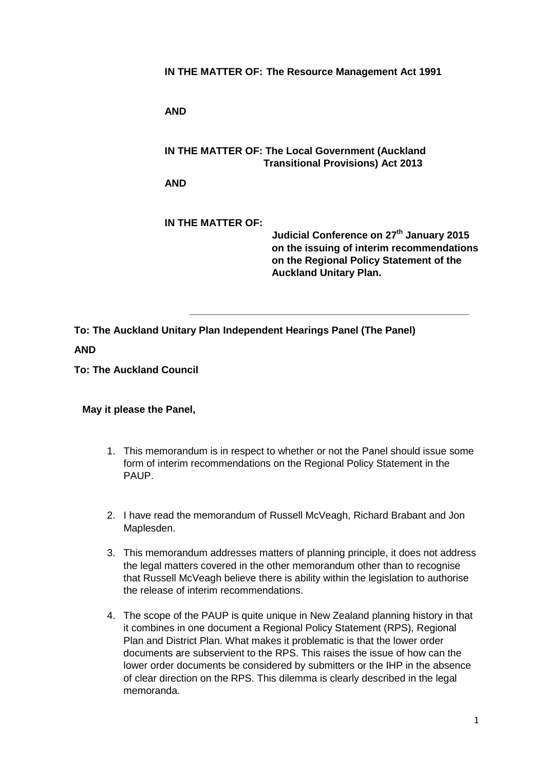**IN THE MATTER OF: The Resource Management Act 1991**

**AND**

**IN THE MATTER OF: The Local Government (Auckland Transitional Provisions) Act 2013**

**AND**

**IN THE MATTER OF:**

**Judicial Conference on 27th January 2015 on the issuing of interim recommendations on the Regional Policy Statement of the Auckland Unitary Plan.**

---

**To: The Auckland Unitary Plan Independent Hearings Panel (The Panel)**

**AND**

**To: The Auckland Council**

**May it please the Panel,**

1. This memorandum is in respect to whether or not the Panel should issue some form of interim recommendations on the Regional Policy Statement in the PAUP.

2. I have read the memorandum of Russell McVeagh, Richard Brabant and Jon Maplesden.

3. This memorandum addresses matters of planning principle, it does not address the legal matters covered in the other memorandum other than to recognise that Russell McVeagh believe there is ability within the legislation to authorise the release of interim recommendations.

4. The scope of the PAUP is quite unique in New Zealand planning history in that it combines in one document a Regional Policy Statement (RPS), Regional Plan and District Plan. What makes it problematic is that the lower order documents are subservient to the RPS. This raises the issue of how can the lower order documents be considered by submitters or the IHP in the absence of clear direction on the RPS. This dilemma is clearly described in the legal memoranda.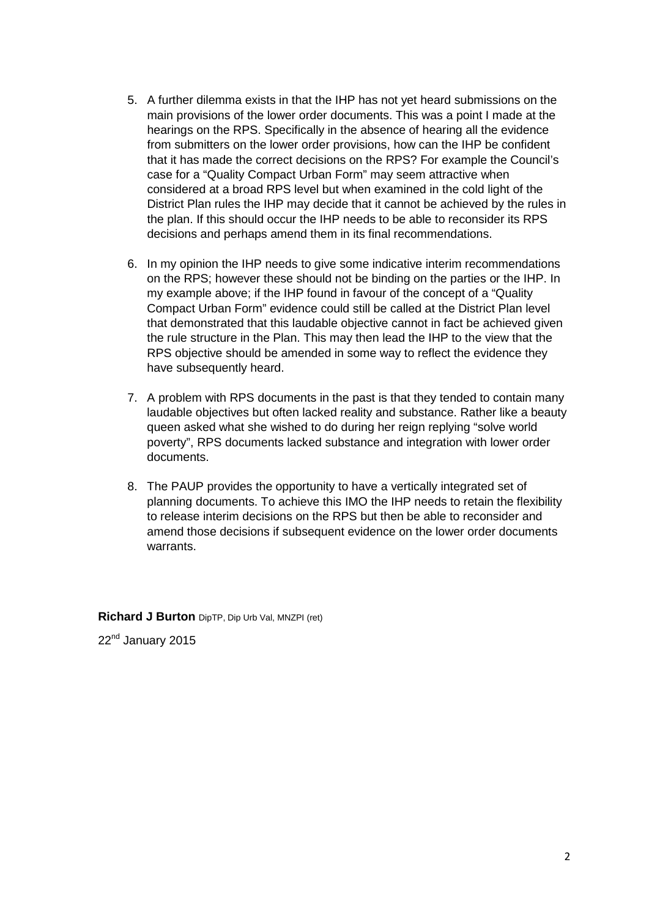5. A further dilemma exists in that the IHP has not yet heard submissions on the main provisions of the lower order documents. This was a point I made at the hearings on the RPS. Specifically in the absence of hearing all the evidence from submitters on the lower order provisions, how can the IHP be confident that it has made the correct decisions on the RPS? For example the Council's case for a "Quality Compact Urban Form" may seem attractive when considered at a broad RPS level but when examined in the cold light of the District Plan rules the IHP may decide that it cannot be achieved by the rules in the plan. If this should occur the IHP needs to be able to reconsider its RPS decisions and perhaps amend them in its final recommendations.

6. In my opinion the IHP needs to give some indicative interim recommendations on the RPS; however these should not be binding on the parties or the IHP. In my example above; if the IHP found in favour of the concept of a "Quality Compact Urban Form" evidence could still be called at the District Plan level that demonstrated that this laudable objective cannot in fact be achieved given the rule structure in the Plan. This may then lead the IHP to the view that the RPS objective should be amended in some way to reflect the evidence they have subsequently heard.

7. A problem with RPS documents in the past is that they tended to contain many laudable objectives but often lacked reality and substance. Rather like a beauty queen asked what she wished to do during her reign replying "solve world poverty", RPS documents lacked substance and integration with lower order documents.

8. The PAUP provides the opportunity to have a vertically integrated set of planning documents. To achieve this IMO the IHP needs to retain the flexibility to release interim decisions on the RPS but then be able to reconsider and amend those decisions if subsequent evidence on the lower order documents warrants.

**Richard J Burton** DipTP, Dip Urb Val, MNZPI (ret)

22nd January 2015